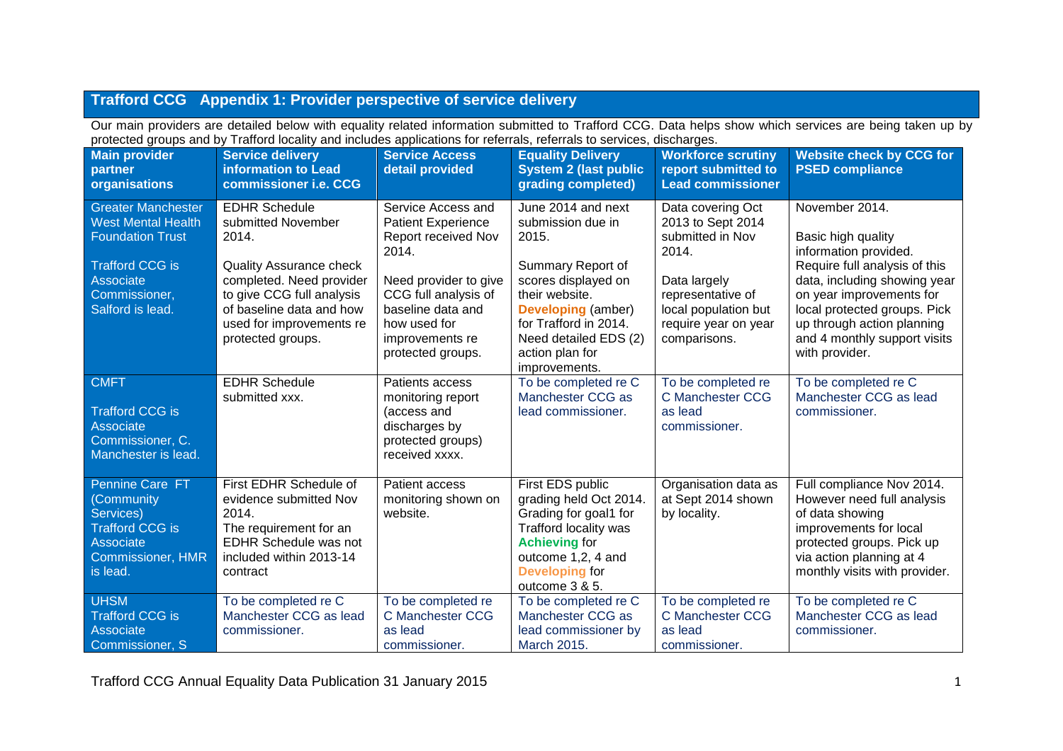## Trafford CCG Appendix 1: Provider perspective of service delivery

Our main providers are detailed below with equality related information submitted to Trafford CCG. Data helps show which services are being taken up by protected groups and by Trafford locality and includes applications for referrals, referrals to services, discharges.

| Main provider partner organisations | Service delivery information to Lead commissioner i.e. CCG | Service Access detail provided | Equality Delivery System 2 (last public grading completed) | Workforce scrutiny report submitted to Lead commissioner | Website check by CCG for PSED compliance |
|---|---|---|---|---|---|
| Greater Manchester West Mental Health Foundation Trust<br><br>Trafford CCG is Associate Commissioner, Salford is lead. | EDHR Schedule submitted November 2014.<br><br>Quality Assurance check completed. Need provider to give CCG full analysis of baseline data and how used for improvements re protected groups. | Service Access and Patient Experience Report received Nov 2014.<br><br>Need provider to give CCG full analysis of baseline data and how used for improvements re protected groups. | June 2014 and next submission due in 2015.<br><br>Summary Report of scores displayed on their website. **Developing** (amber) for Trafford in 2014. Need detailed EDS (2) action plan for improvements. | Data covering Oct 2013 to Sept 2014 submitted in Nov 2014.<br><br>Data largely representative of local population but require year on year comparisons. | November 2014.<br><br>Basic high quality information provided. Require full analysis of this data, including showing year on year improvements for local protected groups. Pick up through action planning and 4 monthly support visits with provider. |
| CMFT<br><br>Trafford CCG is Associate Commissioner, C. Manchester is lead. | EDHR Schedule submitted xxx. | Patients access monitoring report (access and discharges by protected groups) received xxxx. | To be completed re C Manchester CCG as lead commissioner. | To be completed re C Manchester CCG as lead commissioner. | To be completed re C Manchester CCG as lead commissioner. |
| Pennine Care FT (Community Services)<br>Trafford CCG is Associate Commissioner, HMR is lead. | First EDHR Schedule of evidence submitted Nov 2014.<br>The requirement for an EDHR Schedule was not included within 2013-14 contract | Patient access monitoring shown on website. | First EDS public grading held Oct 2014. Grading for goal1 for Trafford locality was **Achieving** for outcome 1,2, 4 and **Developing** for outcome 3 & 5. | Organisation data as at Sept 2014 shown by locality. | Full compliance Nov 2014. However need full analysis of data showing improvements for local protected groups. Pick up via action planning at 4 monthly visits with provider. |
| UHSM<br>Trafford CCG is Associate Commissioner, S | To be completed re C Manchester CCG as lead commissioner. | To be completed re C Manchester CCG as lead commissioner. | To be completed re C Manchester CCG as lead commissioner by March 2015. | To be completed re C Manchester CCG as lead commissioner. | To be completed re C Manchester CCG as lead commissioner. |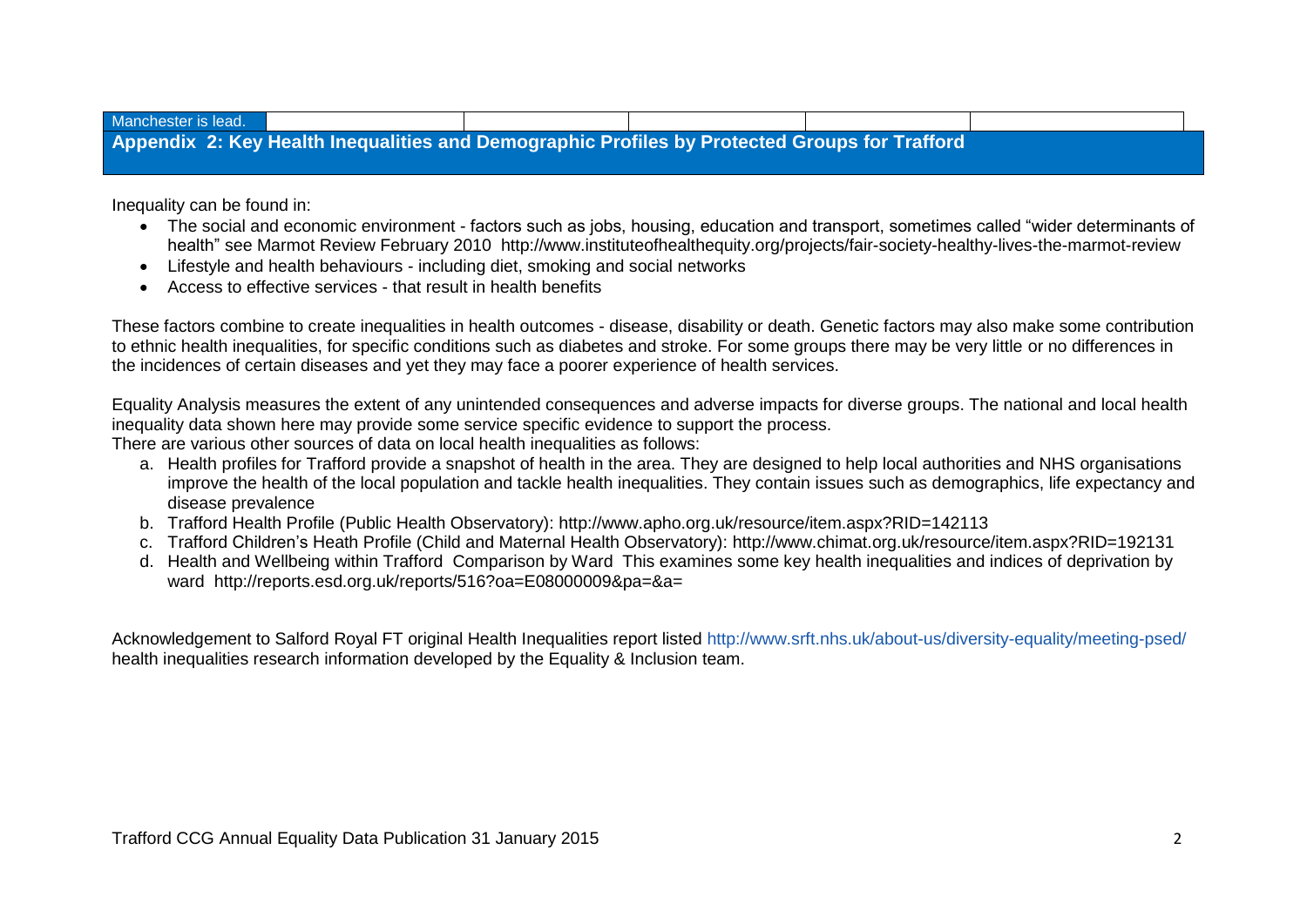| Manchester is lead. | | | | | |
|---|---|---|---|---|---|

## Appendix 2: Key Health Inequalities and Demographic Profiles by Protected Groups for Trafford

Inequality can be found in:

- The social and economic environment - factors such as jobs, housing, education and transport, sometimes called "wider determinants of health" see Marmot Review February 2010 http://www.instituteofhealthequity.org/projects/fair-society-healthy-lives-the-marmot-review
- Lifestyle and health behaviours - including diet, smoking and social networks
- Access to effective services - that result in health benefits

These factors combine to create inequalities in health outcomes - disease, disability or death. Genetic factors may also make some contribution to ethnic health inequalities, for specific conditions such as diabetes and stroke. For some groups there may be very little or no differences in the incidences of certain diseases and yet they may face a poorer experience of health services.

Equality Analysis measures the extent of any unintended consequences and adverse impacts for diverse groups. The national and local health inequality data shown here may provide some service specific evidence to support the process.
There are various other sources of data on local health inequalities as follows:

a. Health profiles for Trafford provide a snapshot of health in the area. They are designed to help local authorities and NHS organisations improve the health of the local population and tackle health inequalities. They contain issues such as demographics, life expectancy and disease prevalence
b. Trafford Health Profile (Public Health Observatory): http://www.apho.org.uk/resource/item.aspx?RID=142113
c. Trafford Children's Heath Profile (Child and Maternal Health Observatory): http://www.chimat.org.uk/resource/item.aspx?RID=192131
d. Health and Wellbeing within Trafford Comparison by Ward This examines some key health inequalities and indices of deprivation by ward http://reports.esd.org.uk/reports/516?oa=E08000009&pa=&a=

Acknowledgement to Salford Royal FT original Health Inequalities report listed http://www.srft.nhs.uk/about-us/diversity-equality/meeting-psed/ health inequalities research information developed by the Equality & Inclusion team.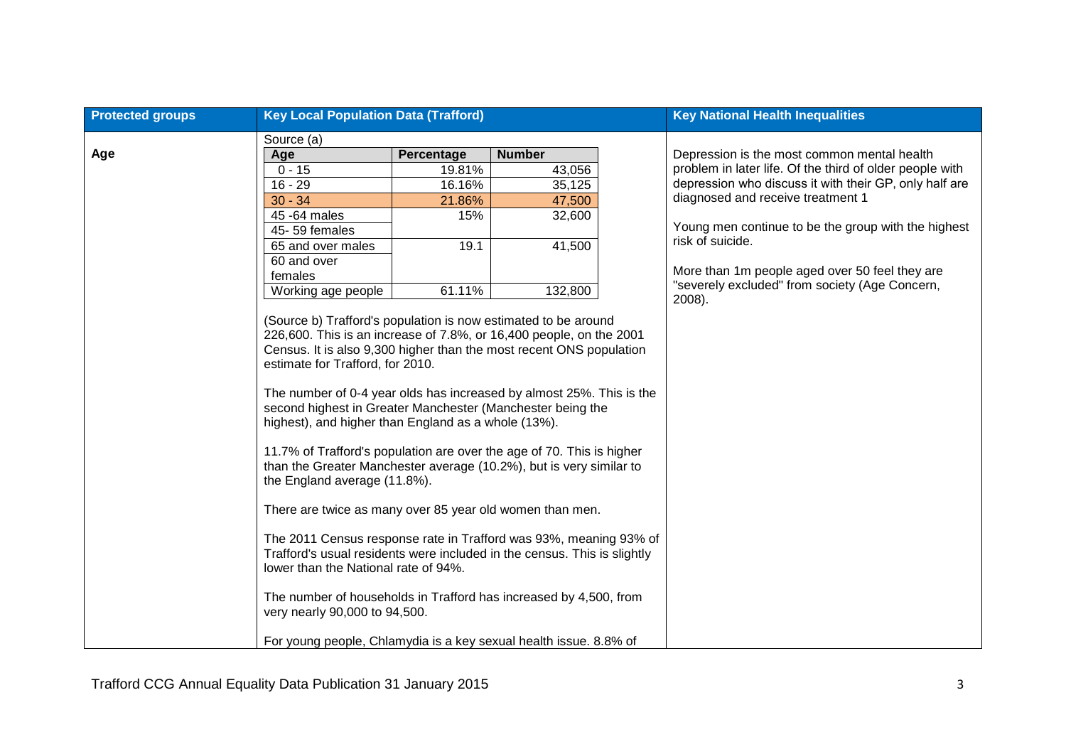| Protected groups | Key Local Population Data (Trafford) | Key National Health Inequalities |
|---|---|---|
| **Age** | Source (a)<br><br>**Age** \| **Percentage** \| **Number**<br>0 - 15 \| 19.81% \| 43,056<br>16 - 29 \| 16.16% \| 35,125<br>30 - 34 \| 21.86% \| 47,500<br>45 -64 males / 45- 59 females \| 15% \| 32,600<br>65 and over males / 60 and over females \| 19.1 \| 41,500<br>Working age people \| 61.11% \| 132,800<br><br>(Source b) Trafford's population is now estimated to be around 226,600. This is an increase of 7.8%, or 16,400 people, on the 2001 Census. It is also 9,300 higher than the most recent ONS population estimate for Trafford, for 2010.<br><br>The number of 0-4 year olds has increased by almost 25%. This is the second highest in Greater Manchester (Manchester being the highest), and higher than England as a whole (13%).<br><br>11.7% of Trafford's population are over the age of 70. This is higher than the Greater Manchester average (10.2%), but is very similar to the England average (11.8%).<br><br>There are twice as many over 85 year old women than men.<br><br>The 2011 Census response rate in Trafford was 93%, meaning 93% of Trafford's usual residents were included in the census. This is slightly lower than the National rate of 94%.<br><br>The number of households in Trafford has increased by 4,500, from very nearly 90,000 to 94,500.<br><br>For young people, Chlamydia is a key sexual health issue. 8.8% of | Depression is the most common mental health problem in later life. Of the third of older people with depression who discuss it with their GP, only half are diagnosed and receive treatment 1<br><br>Young men continue to be the group with the highest risk of suicide.<br><br>More than 1m people aged over 50 feel they are "severely excluded" from society (Age Concern, 2008). |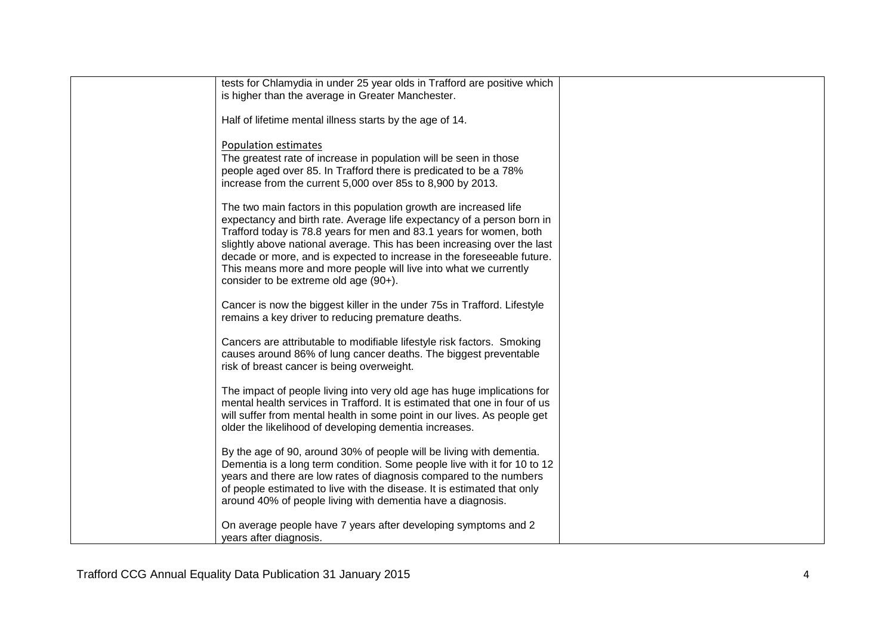| | | |
|---|---|---|
| | tests for Chlamydia in under 25 year olds in Trafford are positive which is higher than the average in Greater Manchester.<br><br>Half of lifetime mental illness starts by the age of 14.<br><br>Population estimates<br>The greatest rate of increase in population will be seen in those people aged over 85. In Trafford there is predicated to be a 78% increase from the current 5,000 over 85s to 8,900 by 2013.<br><br>The two main factors in this population growth are increased life expectancy and birth rate. Average life expectancy of a person born in Trafford today is 78.8 years for men and 83.1 years for women, both slightly above national average. This has been increasing over the last decade or more, and is expected to increase in the foreseeable future. This means more and more people will live into what we currently consider to be extreme old age (90+).<br><br>Cancer is now the biggest killer in the under 75s in Trafford. Lifestyle remains a key driver to reducing premature deaths.<br><br>Cancers are attributable to modifiable lifestyle risk factors. Smoking causes around 86% of lung cancer deaths. The biggest preventable risk of breast cancer is being overweight.<br><br>The impact of people living into very old age has huge implications for mental health services in Trafford. It is estimated that one in four of us will suffer from mental health in some point in our lives. As people get older the likelihood of developing dementia increases.<br><br>By the age of 90, around 30% of people will be living with dementia. Dementia is a long term condition. Some people live with it for 10 to 12 years and there are low rates of diagnosis compared to the numbers of people estimated to live with the disease. It is estimated that only around 40% of people living with dementia have a diagnosis.<br><br>On average people have 7 years after developing symptoms and 2 years after diagnosis. | |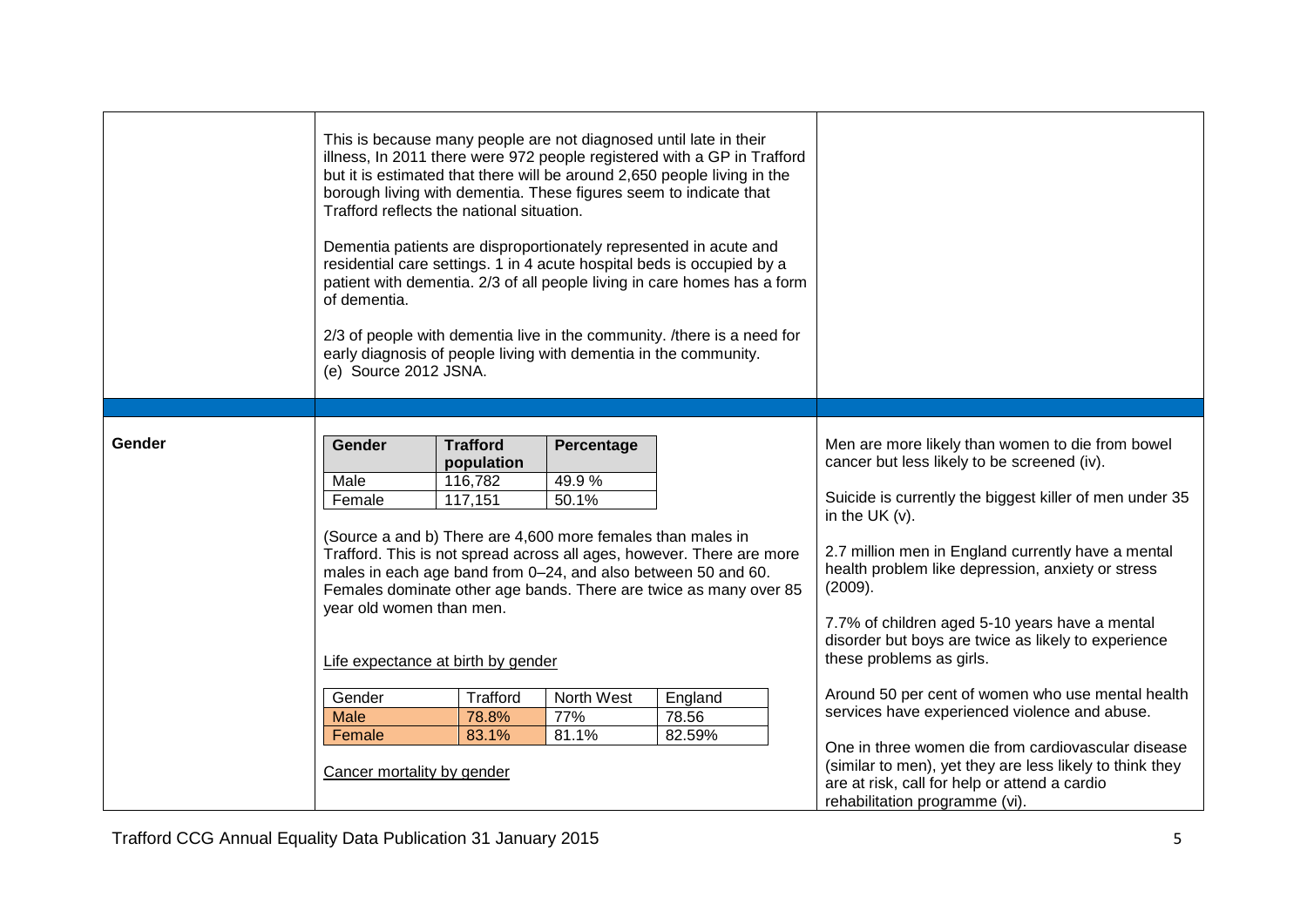This is because many people are not diagnosed until late in their illness, In 2011 there were 972 people registered with a GP in Trafford but it is estimated that there will be around 2,650 people living in the borough living with dementia. These figures seem to indicate that Trafford reflects the national situation.

Dementia patients are disproportionately represented in acute and residential care settings. 1 in 4 acute hospital beds is occupied by a patient with dementia. 2/3 of all people living in care homes has a form of dementia.

2/3 of people with dementia live in the community. /there is a need for early diagnosis of people living with dementia in the community.
(e) Source 2012 JSNA.

**Gender**

| Gender | Trafford population | Percentage |
|---|---|---|
| Male | 116,782 | 49.9 % |
| Female | 117,151 | 50.1% |

(Source a and b) There are 4,600 more females than males in Trafford. This is not spread across all ages, however. There are more males in each age band from 0–24, and also between 50 and 60. Females dominate other age bands. There are twice as many over 85 year old women than men.

Life expectance at birth by gender

| Gender | Trafford | North West | England |
|---|---|---|---|
| Male | 78.8% | 77% | 78.56 |
| Female | 83.1% | 81.1% | 82.59% |

Cancer mortality by gender

Men are more likely than women to die from bowel cancer but less likely to be screened (iv).

Suicide is currently the biggest killer of men under 35 in the UK (v).

2.7 million men in England currently have a mental health problem like depression, anxiety or stress (2009).

7.7% of children aged 5-10 years have a mental disorder but boys are twice as likely to experience these problems as girls.

Around 50 per cent of women who use mental health services have experienced violence and abuse.

One in three women die from cardiovascular disease (similar to men), yet they are less likely to think they are at risk, call for help or attend a cardio rehabilitation programme (vi).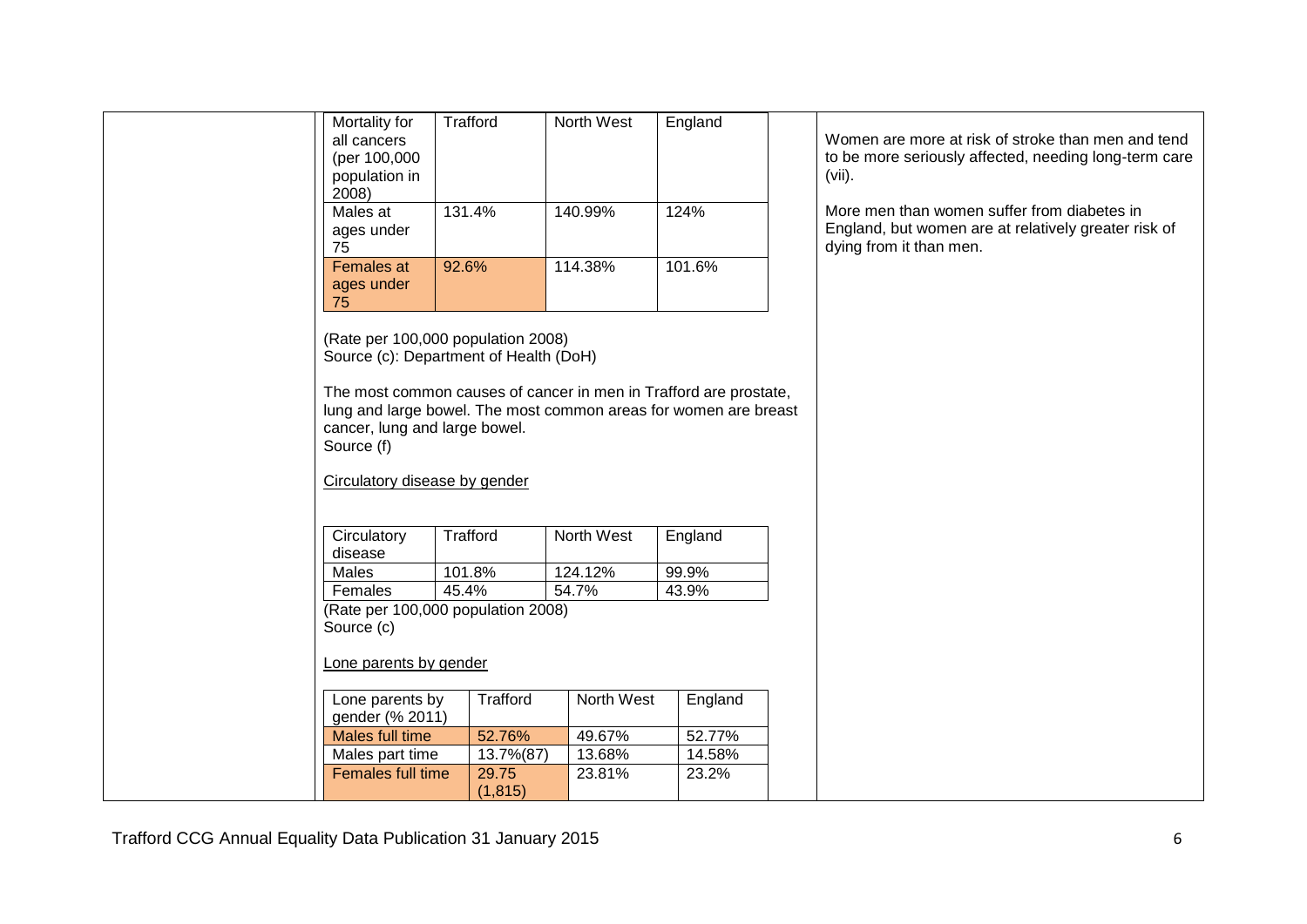| Mortality for all cancers (per 100,000 population in 2008) | Trafford | North West | England |
|---|---|---|---|
| Males at ages under 75 | 131.4% | 140.99% | 124% |
| Females at ages under 75 | 92.6% | 114.38% | 101.6% |

(Rate per 100,000 population 2008)
Source (c): Department of Health (DoH)

The most common causes of cancer in men in Trafford are prostate, lung and large bowel. The most common areas for women are breast cancer, lung and large bowel.
Source (f)

Circulatory disease by gender

| Circulatory disease | Trafford | North West | England |
|---|---|---|---|
| Males | 101.8% | 124.12% | 99.9% |
| Females | 45.4% | 54.7% | 43.9% |

(Rate per 100,000 population 2008)
Source (c)

Lone parents by gender

| Lone parents by gender (% 2011) | Trafford | North West | England |
|---|---|---|---|
| Males full time | 52.76% | 49.67% | 52.77% |
| Males part time | 13.7%(87) | 13.68% | 14.58% |
| Females full time | 29.75 (1,815) | 23.81% | 23.2% |

Women are more at risk of stroke than men and tend to be more seriously affected, needing long-term care (vii).

More men than women suffer from diabetes in England, but women are at relatively greater risk of dying from it than men.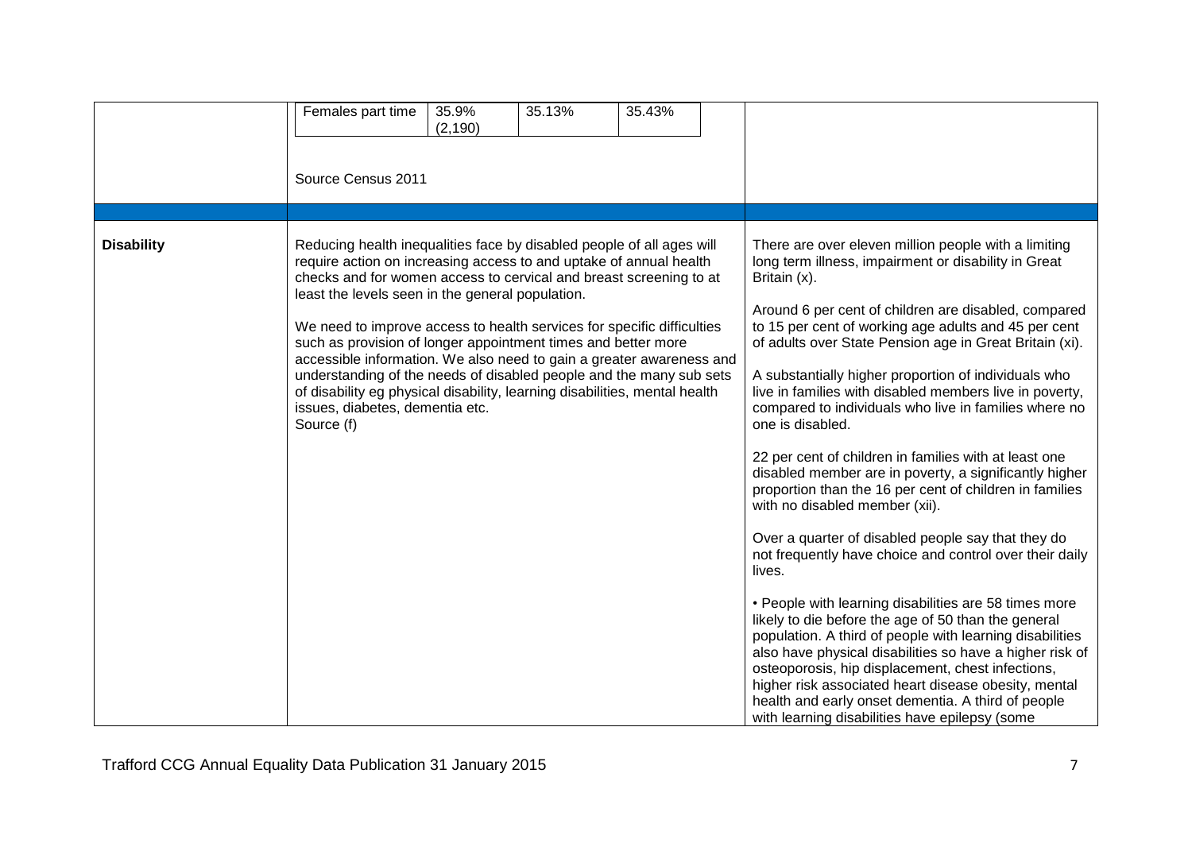| | | |
|---|---|---|
| | Females part time \| 35.9% (2,190) \| 35.13% \| 35.43%<br><br>Source Census 2011 | |
| | | |
| **Disability** | Reducing health inequalities face by disabled people of all ages will require action on increasing access to and uptake of annual health checks and for women access to cervical and breast screening to at least the levels seen in the general population.<br><br>We need to improve access to health services for specific difficulties such as provision of longer appointment times and better more accessible information. We also need to gain a greater awareness and understanding of the needs of disabled people and the many sub sets of disability eg physical disability, learning disabilities, mental health issues, diabetes, dementia etc.<br>Source (f) | There are over eleven million people with a limiting long term illness, impairment or disability in Great Britain (x).<br><br>Around 6 per cent of children are disabled, compared to 15 per cent of working age adults and 45 per cent of adults over State Pension age in Great Britain (xi).<br><br>A substantially higher proportion of individuals who live in families with disabled members live in poverty, compared to individuals who live in families where no one is disabled.<br><br>22 per cent of children in families with at least one disabled member are in poverty, a significantly higher proportion than the 16 per cent of children in families with no disabled member (xii).<br><br>Over a quarter of disabled people say that they do not frequently have choice and control over their daily lives.<br><br>• People with learning disabilities are 58 times more likely to die before the age of 50 than the general population. A third of people with learning disabilities also have physical disabilities so have a higher risk of osteoporosis, hip displacement, chest infections, higher risk associated heart disease obesity, mental health and early onset dementia. A third of people with learning disabilities have epilepsy (some |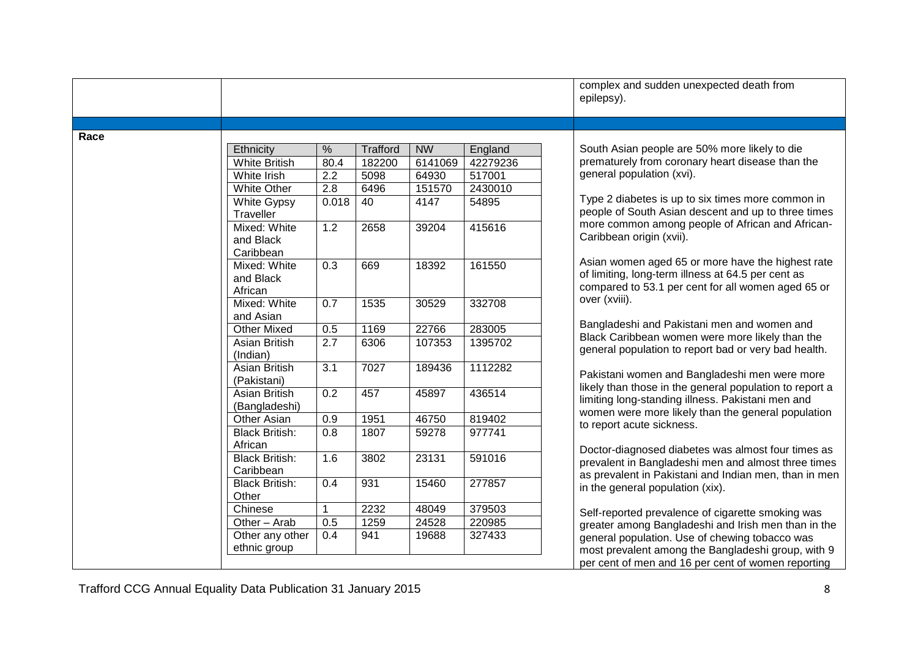complex and sudden unexpected death from epilepsy).

**Race**

| Ethnicity | % | Trafford | NW | England |
|---|---|---|---|---|
| White British | 80.4 | 182200 | 6141069 | 42279236 |
| White Irish | 2.2 | 5098 | 64930 | 517001 |
| White Other | 2.8 | 6496 | 151570 | 2430010 |
| White Gypsy Traveller | 0.018 | 40 | 4147 | 54895 |
| Mixed: White and Black Caribbean | 1.2 | 2658 | 39204 | 415616 |
| Mixed: White and Black African | 0.3 | 669 | 18392 | 161550 |
| Mixed: White and Asian | 0.7 | 1535 | 30529 | 332708 |
| Other Mixed | 0.5 | 1169 | 22766 | 283005 |
| Asian British (Indian) | 2.7 | 6306 | 107353 | 1395702 |
| Asian British (Pakistani) | 3.1 | 7027 | 189436 | 1112282 |
| Asian British (Bangladeshi) | 0.2 | 457 | 45897 | 436514 |
| Other Asian | 0.9 | 1951 | 46750 | 819402 |
| Black British: African | 0.8 | 1807 | 59278 | 977741 |
| Black British: Caribbean | 1.6 | 3802 | 23131 | 591016 |
| Black British: Other | 0.4 | 931 | 15460 | 277857 |
| Chinese | 1 | 2232 | 48049 | 379503 |
| Other – Arab | 0.5 | 1259 | 24528 | 220985 |
| Other any other ethnic group | 0.4 | 941 | 19688 | 327433 |

South Asian people are 50% more likely to die prematurely from coronary heart disease than the general population (xvi).

Type 2 diabetes is up to six times more common in people of South Asian descent and up to three times more common among people of African and African-Caribbean origin (xvii).

Asian women aged 65 or more have the highest rate of limiting, long-term illness at 64.5 per cent as compared to 53.1 per cent for all women aged 65 or over (xviii).

Bangladeshi and Pakistani men and women and Black Caribbean women were more likely than the general population to report bad or very bad health.

Pakistani women and Bangladeshi men were more likely than those in the general population to report a limiting long-standing illness. Pakistani men and women were more likely than the general population to report acute sickness.

Doctor-diagnosed diabetes was almost four times as prevalent in Bangladeshi men and almost three times as prevalent in Pakistani and Indian men, than in men in the general population (xix).

Self-reported prevalence of cigarette smoking was greater among Bangladeshi and Irish men than in the general population. Use of chewing tobacco was most prevalent among the Bangladeshi group, with 9 per cent of men and 16 per cent of women reporting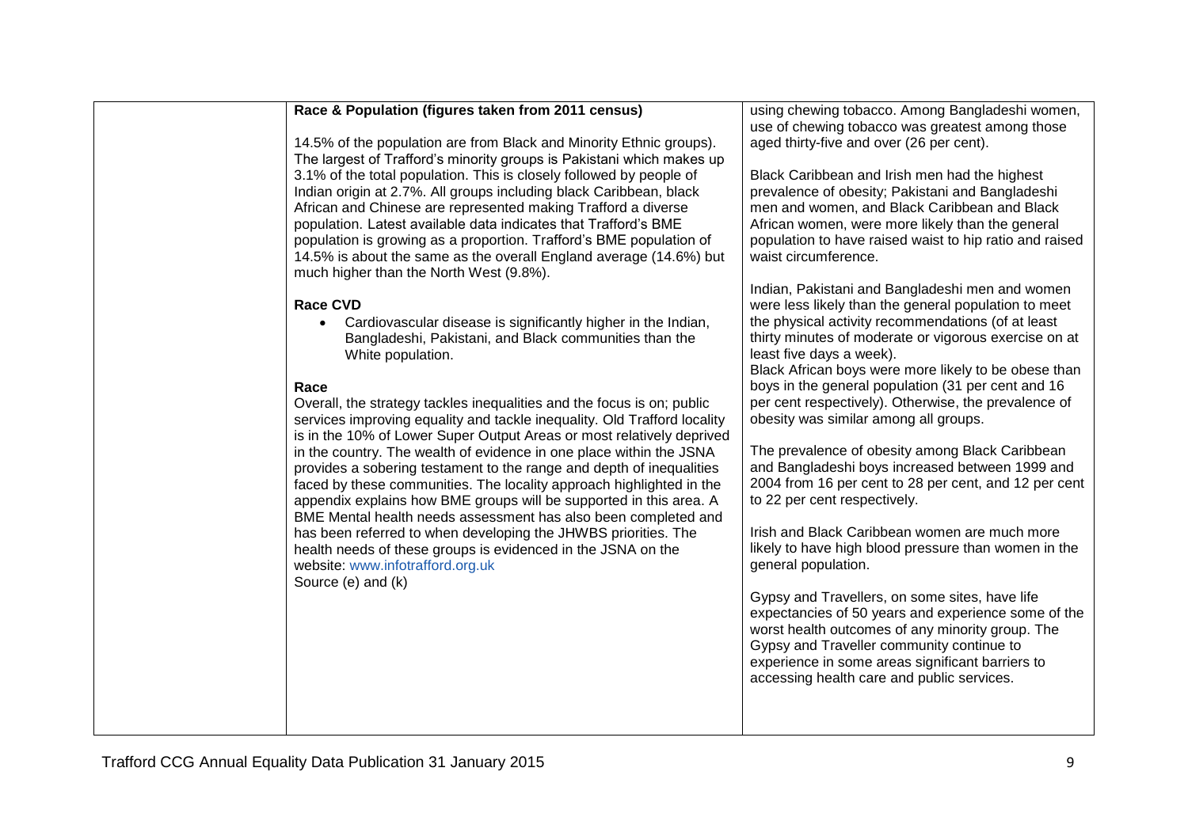**Race & Population (figures taken from 2011 census)**

14.5% of the population are from Black and Minority Ethnic groups). The largest of Trafford's minority groups is Pakistani which makes up 3.1% of the total population. This is closely followed by people of Indian origin at 2.7%. All groups including black Caribbean, black African and Chinese are represented making Trafford a diverse population. Latest available data indicates that Trafford's BME population is growing as a proportion. Trafford's BME population of 14.5% is about the same as the overall England average (14.6%) but much higher than the North West (9.8%).

**Race CVD**

- Cardiovascular disease is significantly higher in the Indian, Bangladeshi, Pakistani, and Black communities than the White population.

**Race**

Overall, the strategy tackles inequalities and the focus is on; public services improving equality and tackle inequality. Old Trafford locality is in the 10% of Lower Super Output Areas or most relatively deprived in the country. The wealth of evidence in one place within the JSNA provides a sobering testament to the range and depth of inequalities faced by these communities. The locality approach highlighted in the appendix explains how BME groups will be supported in this area. A BME Mental health needs assessment has also been completed and has been referred to when developing the JHWBS priorities. The health needs of these groups is evidenced in the JSNA on the website: www.infotrafford.org.uk
Source (e) and (k)

using chewing tobacco. Among Bangladeshi women, use of chewing tobacco was greatest among those aged thirty-five and over (26 per cent).

Black Caribbean and Irish men had the highest prevalence of obesity; Pakistani and Bangladeshi men and women, and Black Caribbean and Black African women, were more likely than the general population to have raised waist to hip ratio and raised waist circumference.

Indian, Pakistani and Bangladeshi men and women were less likely than the general population to meet the physical activity recommendations (of at least thirty minutes of moderate or vigorous exercise on at least five days a week).
Black African boys were more likely to be obese than boys in the general population (31 per cent and 16 per cent respectively). Otherwise, the prevalence of obesity was similar among all groups.

The prevalence of obesity among Black Caribbean and Bangladeshi boys increased between 1999 and 2004 from 16 per cent to 28 per cent, and 12 per cent to 22 per cent respectively.

Irish and Black Caribbean women are much more likely to have high blood pressure than women in the general population.

Gypsy and Travellers, on some sites, have life expectancies of 50 years and experience some of the worst health outcomes of any minority group. The Gypsy and Traveller community continue to experience in some areas significant barriers to accessing health care and public services.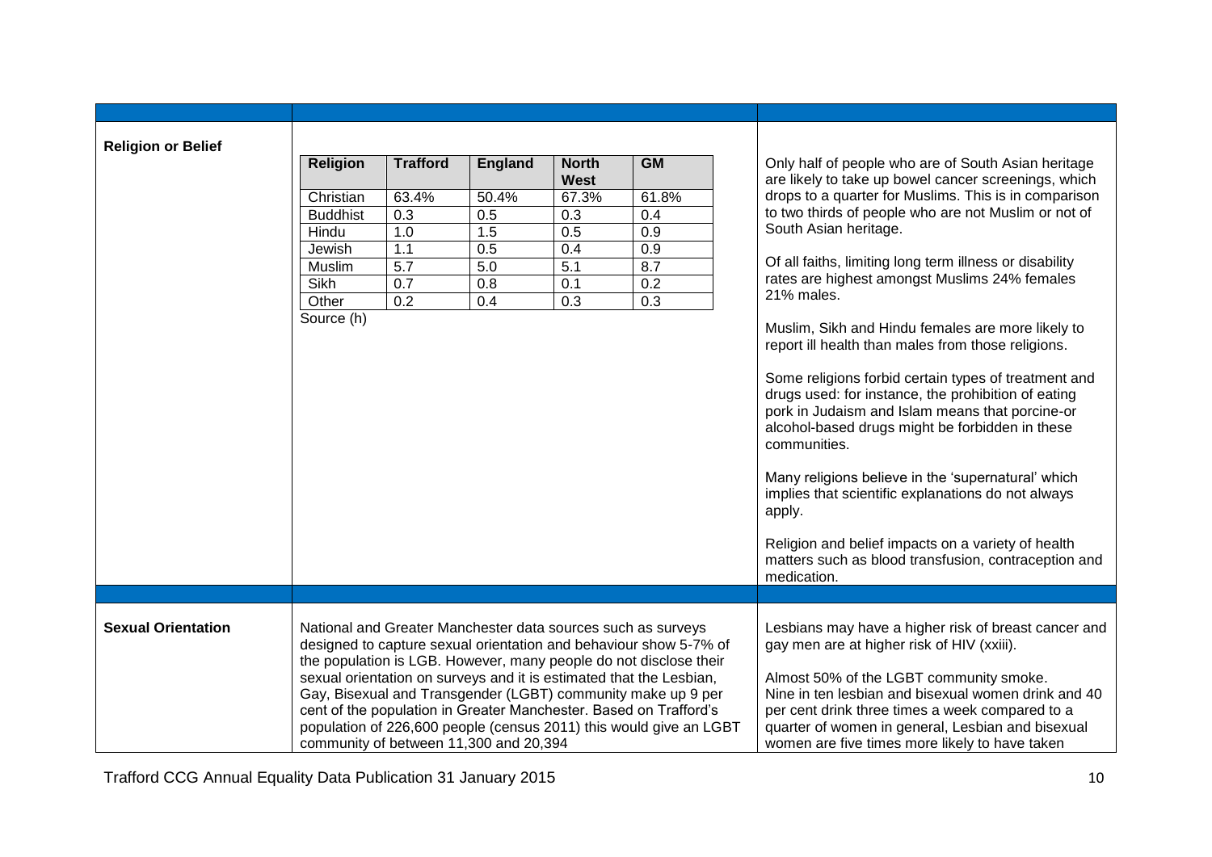**Religion or Belief**

| Religion | Trafford | England | North West | GM |
|---|---|---|---|---|
| Christian | 63.4% | 50.4% | 67.3% | 61.8% |
| Buddhist | 0.3 | 0.5 | 0.3 | 0.4 |
| Hindu | 1.0 | 1.5 | 0.5 | 0.9 |
| Jewish | 1.1 | 0.5 | 0.4 | 0.9 |
| Muslim | 5.7 | 5.0 | 5.1 | 8.7 |
| Sikh | 0.7 | 0.8 | 0.1 | 0.2 |
| Other | 0.2 | 0.4 | 0.3 | 0.3 |

Source (h)

Only half of people who are of South Asian heritage are likely to take up bowel cancer screenings, which drops to a quarter for Muslims. This is in comparison to two thirds of people who are not Muslim or not of South Asian heritage.

Of all faiths, limiting long term illness or disability rates are highest amongst Muslims 24% females 21% males.

Muslim, Sikh and Hindu females are more likely to report ill health than males from those religions.

Some religions forbid certain types of treatment and drugs used: for instance, the prohibition of eating pork in Judaism and Islam means that porcine-or alcohol-based drugs might be forbidden in these communities.

Many religions believe in the 'supernatural' which implies that scientific explanations do not always apply.

Religion and belief impacts on a variety of health matters such as blood transfusion, contraception and medication.

**Sexual Orientation**

National and Greater Manchester data sources such as surveys designed to capture sexual orientation and behaviour show 5-7% of the population is LGB. However, many people do not disclose their sexual orientation on surveys and it is estimated that the Lesbian, Gay, Bisexual and Transgender (LGBT) community make up 9 per cent of the population in Greater Manchester. Based on Trafford's population of 226,600 people (census 2011) this would give an LGBT community of between 11,300 and 20,394

Lesbians may have a higher risk of breast cancer and gay men are at higher risk of HIV (xxiii).

Almost 50% of the LGBT community smoke.
Nine in ten lesbian and bisexual women drink and 40 per cent drink three times a week compared to a quarter of women in general, Lesbian and bisexual women are five times more likely to have taken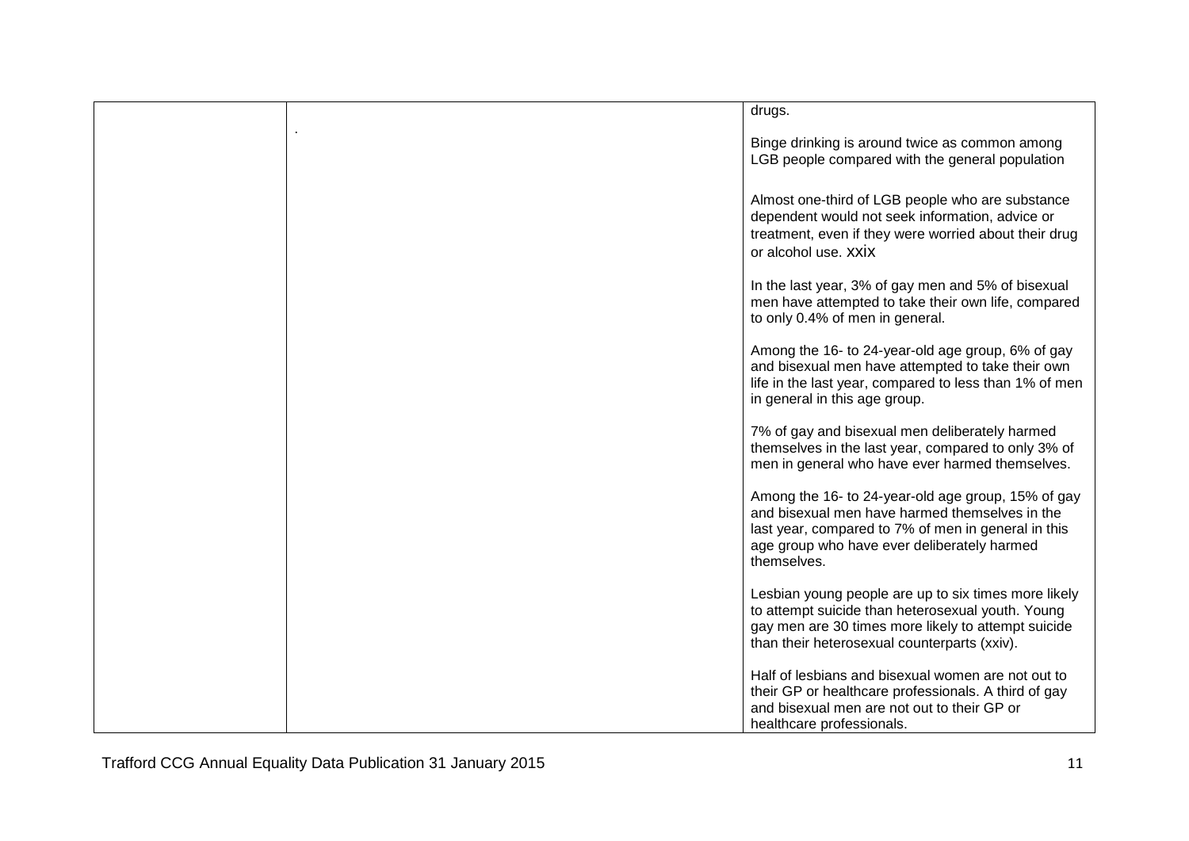| | | |
|---|---|---|
| | . | drugs.<br><br>Binge drinking is around twice as common among LGB people compared with the general population<br><br>Almost one-third of LGB people who are substance dependent would not seek information, advice or treatment, even if they were worried about their drug or alcohol use. xxix<br><br>In the last year, 3% of gay men and 5% of bisexual men have attempted to take their own life, compared to only 0.4% of men in general.<br><br>Among the 16- to 24-year-old age group, 6% of gay and bisexual men have attempted to take their own life in the last year, compared to less than 1% of men in general in this age group.<br><br>7% of gay and bisexual men deliberately harmed themselves in the last year, compared to only 3% of men in general who have ever harmed themselves.<br><br>Among the 16- to 24-year-old age group, 15% of gay and bisexual men have harmed themselves in the last year, compared to 7% of men in general in this age group who have ever deliberately harmed themselves.<br><br>Lesbian young people are up to six times more likely to attempt suicide than heterosexual youth. Young gay men are 30 times more likely to attempt suicide than their heterosexual counterparts (xxiv).<br><br>Half of lesbians and bisexual women are not out to their GP or healthcare professionals. A third of gay and bisexual men are not out to their GP or healthcare professionals. |

Trafford CCG Annual Equality Data Publication 31 January 2015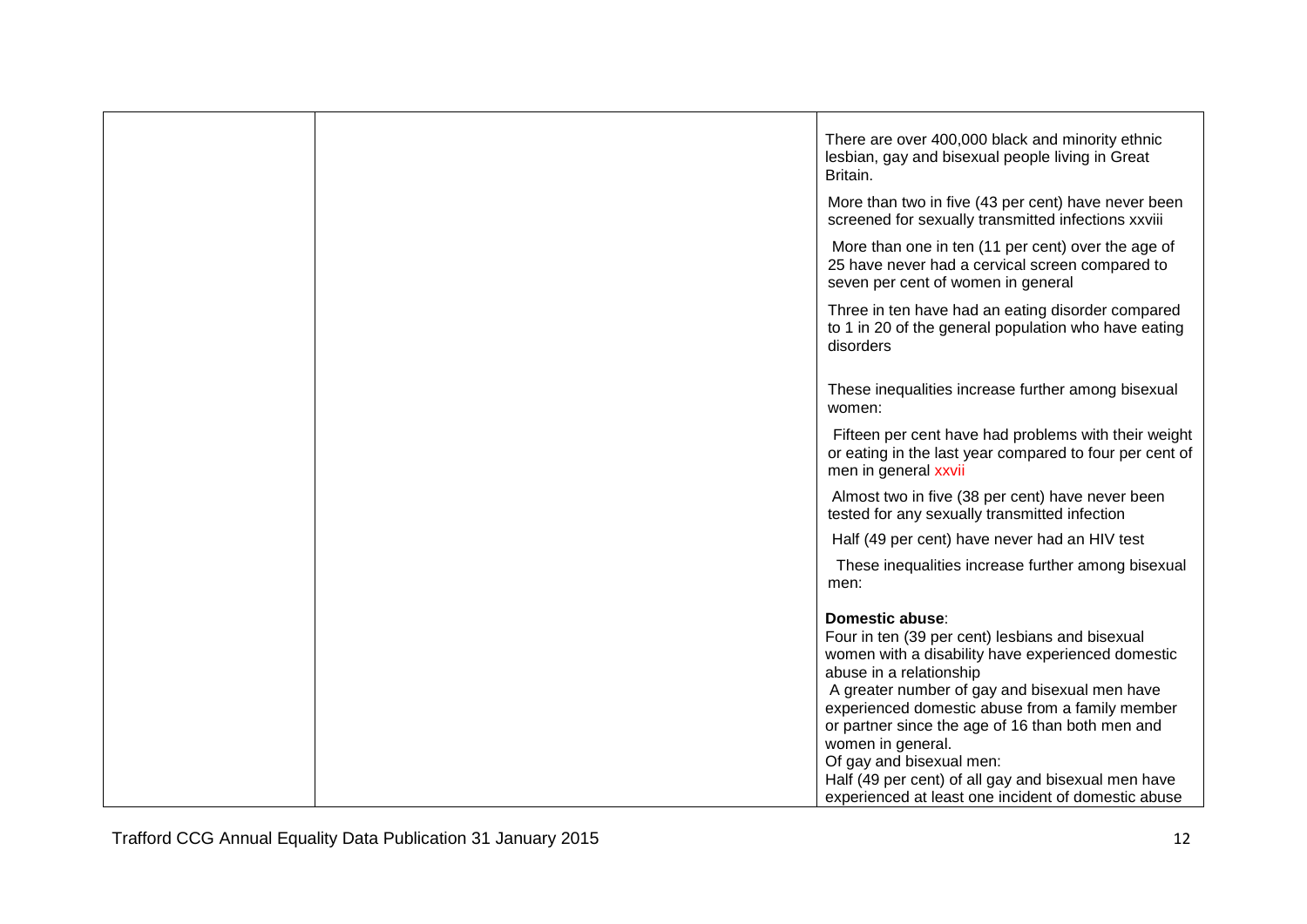| | | |
|---|---|---|
| | | There are over 400,000 black and minority ethnic lesbian, gay and bisexual people living in Great Britain.<br><br>More than two in five (43 per cent) have never been screened for sexually transmitted infections xxviii<br><br>More than one in ten (11 per cent) over the age of 25 have never had a cervical screen compared to seven per cent of women in general<br><br>Three in ten have had an eating disorder compared to 1 in 20 of the general population who have eating disorders<br><br>These inequalities increase further among bisexual women:<br><br>Fifteen per cent have had problems with their weight or eating in the last year compared to four per cent of men in general xxvii<br><br>Almost two in five (38 per cent) have never been tested for any sexually transmitted infection<br><br>Half (49 per cent) have never had an HIV test<br><br>These inequalities increase further among bisexual men:<br><br>**Domestic abuse**:<br>Four in ten (39 per cent) lesbians and bisexual women with a disability have experienced domestic abuse in a relationship<br>A greater number of gay and bisexual men have experienced domestic abuse from a family member or partner since the age of 16 than both men and women in general.<br>Of gay and bisexual men:<br>Half (49 per cent) of all gay and bisexual men have experienced at least one incident of domestic abuse |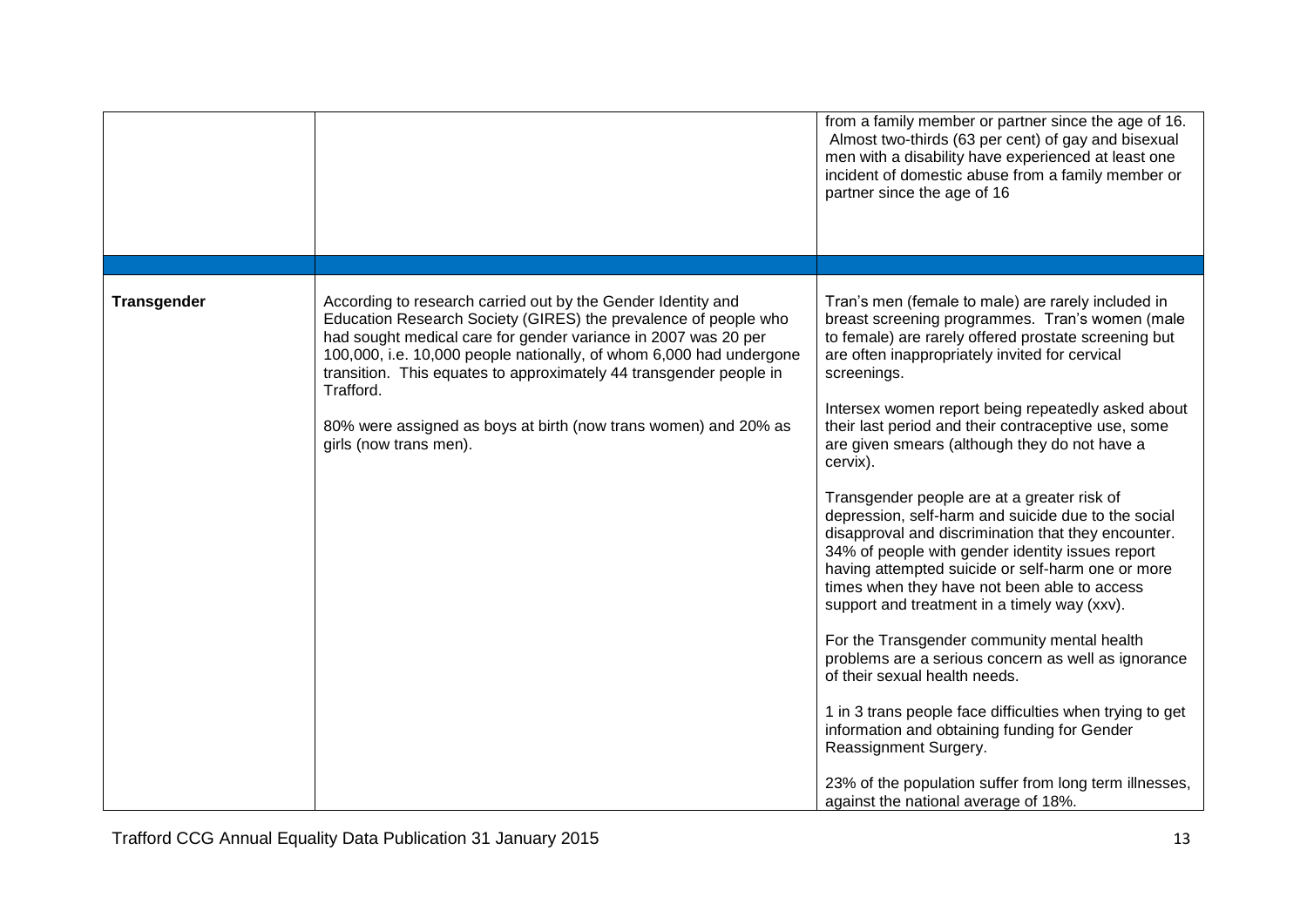| | | |
|---|---|---|
| | | from a family member or partner since the age of 16. Almost two-thirds (63 per cent) of gay and bisexual men with a disability have experienced at least one incident of domestic abuse from a family member or partner since the age of 16 |
| | | |
| **Transgender** | According to research carried out by the Gender Identity and Education Research Society (GIRES) the prevalence of people who had sought medical care for gender variance in 2007 was 20 per 100,000, i.e. 10,000 people nationally, of whom 6,000 had undergone transition. This equates to approximately 44 transgender people in Trafford.<br><br>80% were assigned as boys at birth (now trans women) and 20% as girls (now trans men). | Tran's men (female to male) are rarely included in breast screening programmes. Tran's women (male to female) are rarely offered prostate screening but are often inappropriately invited for cervical screenings.<br><br>Intersex women report being repeatedly asked about their last period and their contraceptive use, some are given smears (although they do not have a cervix).<br><br>Transgender people are at a greater risk of depression, self-harm and suicide due to the social disapproval and discrimination that they encounter. 34% of people with gender identity issues report having attempted suicide or self-harm one or more times when they have not been able to access support and treatment in a timely way (xxv).<br><br>For the Transgender community mental health problems are a serious concern as well as ignorance of their sexual health needs.<br><br>1 in 3 trans people face difficulties when trying to get information and obtaining funding for Gender Reassignment Surgery.<br><br>23% of the population suffer from long term illnesses, against the national average of 18%. |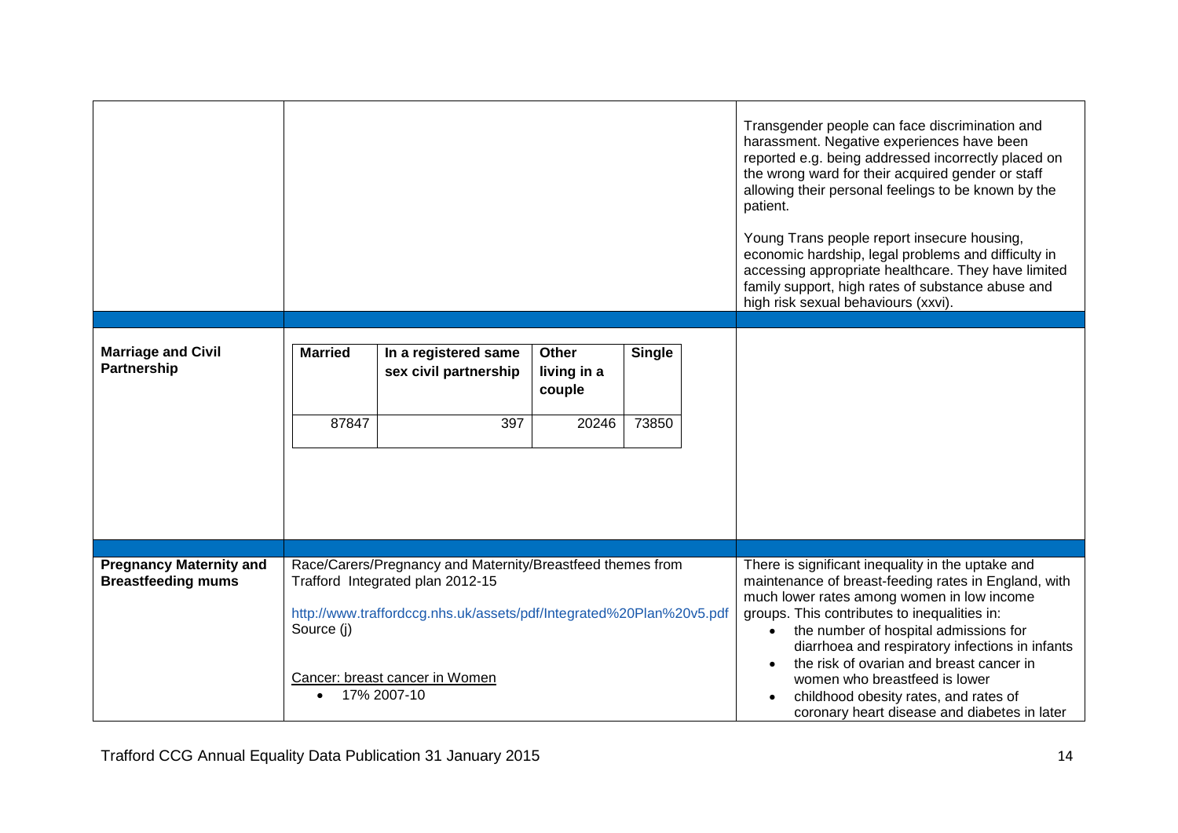| | | |
|---|---|---|
| | | Transgender people can face discrimination and harassment. Negative experiences have been reported e.g. being addressed incorrectly placed on the wrong ward for their acquired gender or staff allowing their personal feelings to be known by the patient.<br><br>Young Trans people report insecure housing, economic hardship, legal problems and difficulty in accessing appropriate healthcare. They have limited family support, high rates of substance abuse and high risk sexual behaviours (xxvi). |
| **Marriage and Civil Partnership** | **Married** / **In a registered same sex civil partnership** / **Other living in a couple** / **Single**<br>87847 / 397 / 20246 / 73850 | |
| **Pregnancy Maternity and Breastfeeding mums** | Race/Carers/Pregnancy and Maternity/Breastfeed themes from Trafford Integrated plan 2012-15<br><br>http://www.traffordccg.nhs.uk/assets/pdf/Integrated%20Plan%20v5.pdf<br>Source (j)<br><br>Cancer: breast cancer in Women<br>• 17% 2007-10 | There is significant inequality in the uptake and maintenance of breast-feeding rates in England, with much lower rates among women in low income groups. This contributes to inequalities in:<br>• the number of hospital admissions for diarrhoea and respiratory infections in infants<br>• the risk of ovarian and breast cancer in women who breastfeed is lower<br>• childhood obesity rates, and rates of coronary heart disease and diabetes in later |

| Married | In a registered same sex civil partnership | Other living in a couple | Single |
|---|---|---|---|
| 87847 | 397 | 20246 | 73850 |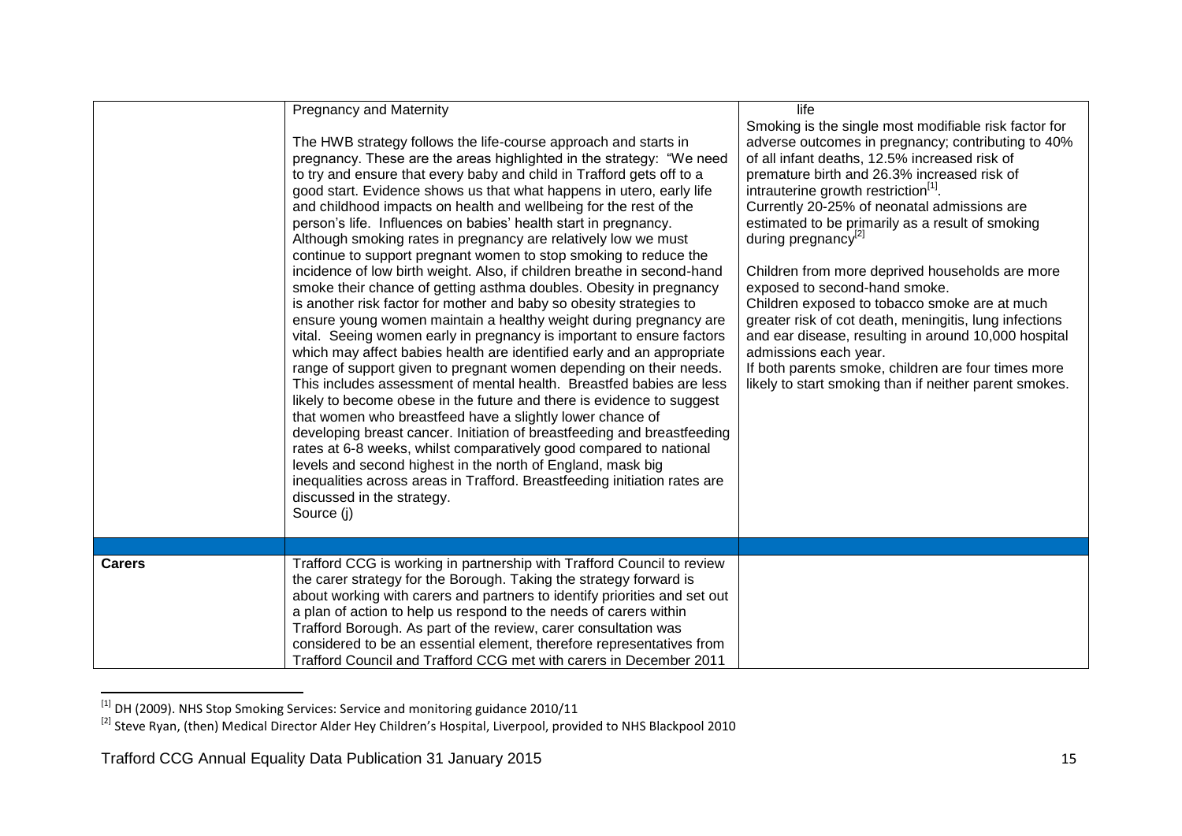| | | |
|---|---|---|
| | Pregnancy and Maternity<br><br>The HWB strategy follows the life-course approach and starts in pregnancy. These are the areas highlighted in the strategy: "We need to try and ensure that every baby and child in Trafford gets off to a good start. Evidence shows us that what happens in utero, early life and childhood impacts on health and wellbeing for the rest of the person's life. Influences on babies' health start in pregnancy. Although smoking rates in pregnancy are relatively low we must continue to support pregnant women to stop smoking to reduce the incidence of low birth weight. Also, if children breathe in second-hand smoke their chance of getting asthma doubles. Obesity in pregnancy is another risk factor for mother and baby so obesity strategies to ensure young women maintain a healthy weight during pregnancy are vital. Seeing women early in pregnancy is important to ensure factors which may affect babies health are identified early and an appropriate range of support given to pregnant women depending on their needs. This includes assessment of mental health. Breastfed babies are less likely to become obese in the future and there is evidence to suggest that women who breastfeed have a slightly lower chance of developing breast cancer. Initiation of breastfeeding and breastfeeding rates at 6-8 weeks, whilst comparatively good compared to national levels and second highest in the north of England, mask big inequalities across areas in Trafford. Breastfeeding initiation rates are discussed in the strategy.<br>Source (j) | life<br>Smoking is the single most modifiable risk factor for adverse outcomes in pregnancy; contributing to 40% of all infant deaths, 12.5% increased risk of premature birth and 26.3% increased risk of intrauterine growth restriction[1].<br>Currently 20-25% of neonatal admissions are estimated to be primarily as a result of smoking during pregnancy[2]<br><br>Children from more deprived households are more exposed to second-hand smoke.<br>Children exposed to tobacco smoke are at much greater risk of cot death, meningitis, lung infections and ear disease, resulting in around 10,000 hospital admissions each year.<br>If both parents smoke, children are four times more likely to start smoking than if neither parent smokes. |
| | | |
| **Carers** | Trafford CCG is working in partnership with Trafford Council to review the carer strategy for the Borough. Taking the strategy forward is about working with carers and partners to identify priorities and set out a plan of action to help us respond to the needs of carers within Trafford Borough. As part of the review, carer consultation was considered to be an essential element, therefore representatives from Trafford Council and Trafford CCG met with carers in December 2011 | |

[1] DH (2009). NHS Stop Smoking Services: Service and monitoring guidance 2010/11

[2] Steve Ryan, (then) Medical Director Alder Hey Children's Hospital, Liverpool, provided to NHS Blackpool 2010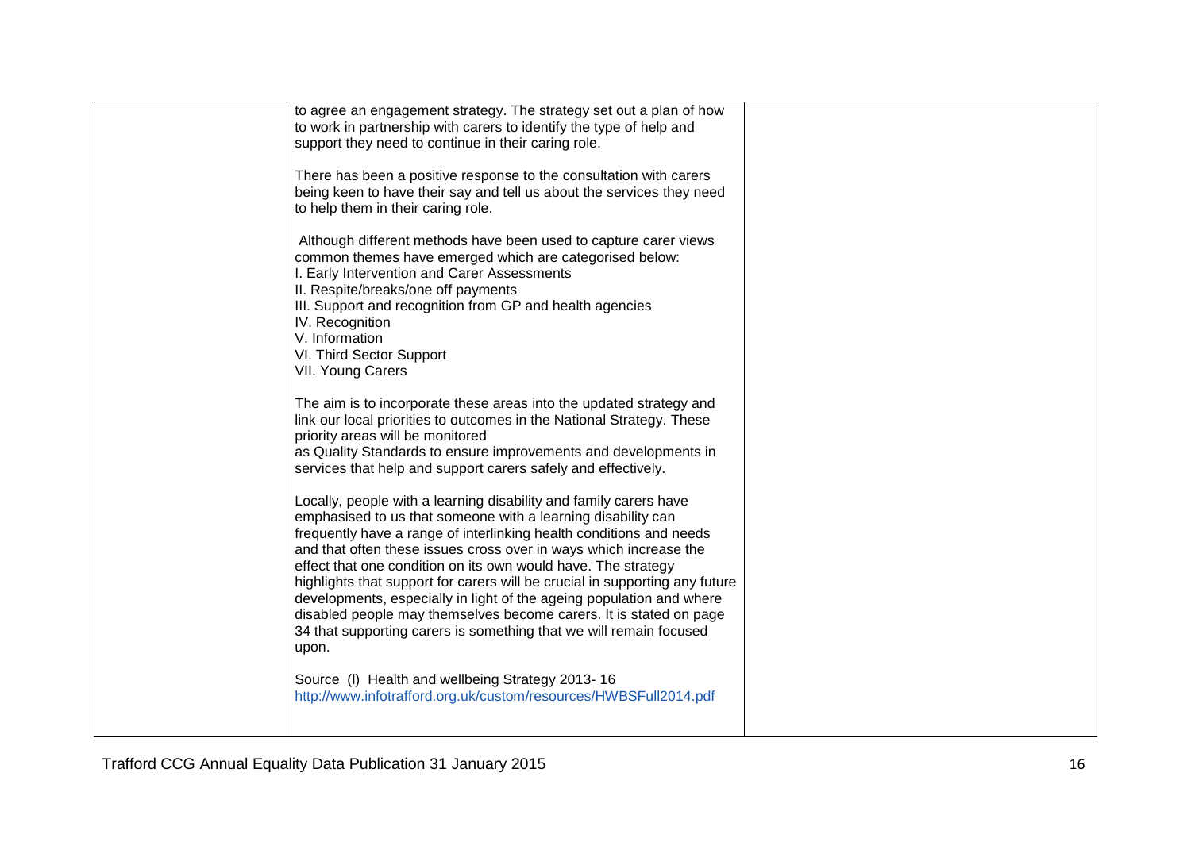| | | |
|---|---|---|
| | to agree an engagement strategy. The strategy set out a plan of how to work in partnership with carers to identify the type of help and support they need to continue in their caring role.<br><br>There has been a positive response to the consultation with carers being keen to have their say and tell us about the services they need to help them in their caring role.<br><br>Although different methods have been used to capture carer views common themes have emerged which are categorised below:<br>I. Early Intervention and Carer Assessments<br>II. Respite/breaks/one off payments<br>III. Support and recognition from GP and health agencies<br>IV. Recognition<br>V. Information<br>VI. Third Sector Support<br>VII. Young Carers<br><br>The aim is to incorporate these areas into the updated strategy and link our local priorities to outcomes in the National Strategy. These priority areas will be monitored as Quality Standards to ensure improvements and developments in services that help and support carers safely and effectively.<br><br>Locally, people with a learning disability and family carers have emphasised to us that someone with a learning disability can frequently have a range of interlinking health conditions and needs and that often these issues cross over in ways which increase the effect that one condition on its own would have. The strategy highlights that support for carers will be crucial in supporting any future developments, especially in light of the ageing population and where disabled people may themselves become carers. It is stated on page 34 that supporting carers is something that we will remain focused upon.<br><br>Source (l) Health and wellbeing Strategy 2013- 16<br>http://www.infotrafford.org.uk/custom/resources/HWBSFull2014.pdf | |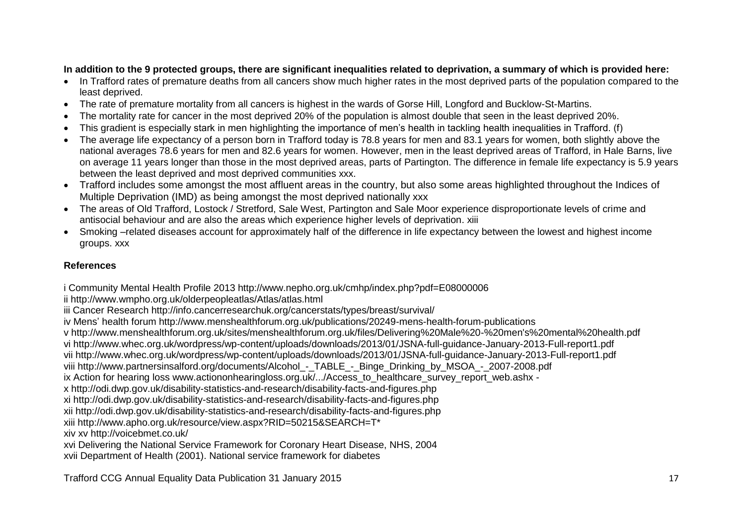**In addition to the 9 protected groups, there are significant inequalities related to deprivation, a summary of which is provided here:**

- In Trafford rates of premature deaths from all cancers show much higher rates in the most deprived parts of the population compared to the least deprived.
- The rate of premature mortality from all cancers is highest in the wards of Gorse Hill, Longford and Bucklow-St-Martins.
- The mortality rate for cancer in the most deprived 20% of the population is almost double that seen in the least deprived 20%.
- This gradient is especially stark in men highlighting the importance of men's health in tackling health inequalities in Trafford. (f)
- The average life expectancy of a person born in Trafford today is 78.8 years for men and 83.1 years for women, both slightly above the national averages 78.6 years for men and 82.6 years for women. However, men in the least deprived areas of Trafford, in Hale Barns, live on average 11 years longer than those in the most deprived areas, parts of Partington. The difference in female life expectancy is 5.9 years between the least deprived and most deprived communities xxx.
- Trafford includes some amongst the most affluent areas in the country, but also some areas highlighted throughout the Indices of Multiple Deprivation (IMD) as being amongst the most deprived nationally xxx
- The areas of Old Trafford, Lostock / Stretford, Sale West, Partington and Sale Moor experience disproportionate levels of crime and antisocial behaviour and are also the areas which experience higher levels of deprivation. xiii
- Smoking –related diseases account for approximately half of the difference in life expectancy between the lowest and highest income groups. xxx

**References**

i Community Mental Health Profile 2013 http://www.nepho.org.uk/cmhp/index.php?pdf=E08000006
ii http://www.wmpho.org.uk/olderpeopleatlas/Atlas/atlas.html
iii Cancer Research http://info.cancerresearchuk.org/cancerstats/types/breast/survival/
iv Mens' health forum http://www.menshealthforum.org.uk/publications/20249-mens-health-forum-publications
v http://www.menshealthforum.org.uk/sites/menshealthforum.org.uk/files/Delivering%20Male%20-%20men's%20mental%20health.pdf
vi http://www.whec.org.uk/wordpress/wp-content/uploads/downloads/2013/01/JSNA-full-guidance-January-2013-Full-report1.pdf
vii http://www.whec.org.uk/wordpress/wp-content/uploads/downloads/2013/01/JSNA-full-guidance-January-2013-Full-report1.pdf
viii http://www.partnersinsalford.org/documents/Alcohol_-_TABLE_-_Binge_Drinking_by_MSOA_-_2007-2008.pdf
ix Action for hearing loss www.actiononhearingloss.org.uk/.../Access_to_healthcare_survey_report_web.ashx -
x http://odi.dwp.gov.uk/disability-statistics-and-research/disability-facts-and-figures.php
xi http://odi.dwp.gov.uk/disability-statistics-and-research/disability-facts-and-figures.php
xii http://odi.dwp.gov.uk/disability-statistics-and-research/disability-facts-and-figures.php
xiii http://www.apho.org.uk/resource/view.aspx?RID=50215&SEARCH=T*
xiv xv http://voicebmet.co.uk/
xvi Delivering the National Service Framework for Coronary Heart Disease, NHS, 2004
xvii Department of Health (2001). National service framework for diabetes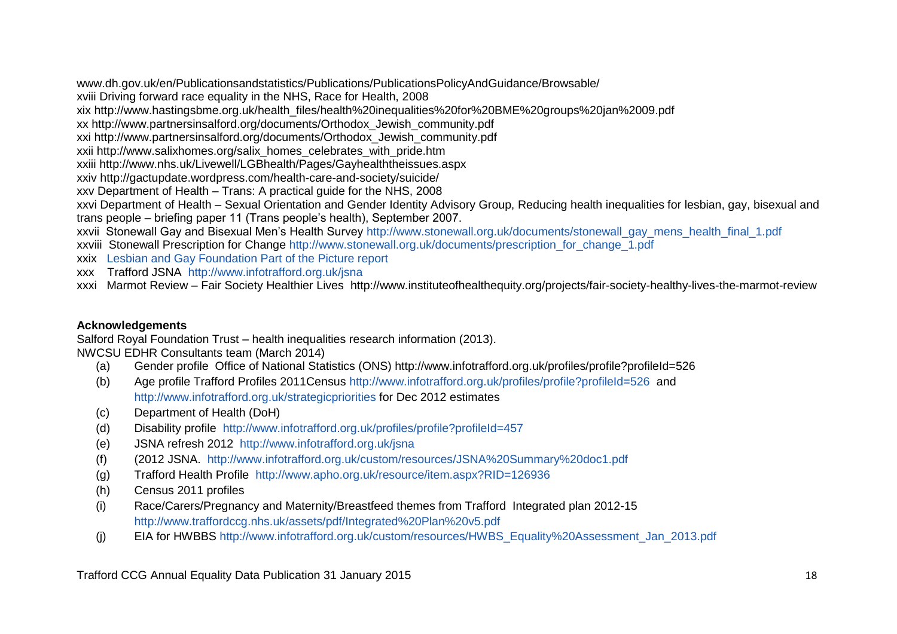www.dh.gov.uk/en/Publicationsandstatistics/Publications/PublicationsPolicyAndGuidance/Browsable/
xviii Driving forward race equality in the NHS, Race for Health, 2008
xix http://www.hastingsbme.org.uk/health_files/health%20inequalities%20for%20BME%20groups%20jan%2009.pdf
xx http://www.partnersinsalford.org/documents/Orthodox_Jewish_community.pdf
xxi http://www.partnersinsalford.org/documents/Orthodox_Jewish_community.pdf
xxii http://www.salixhomes.org/salix_homes_celebrates_with_pride.htm
xxiii http://www.nhs.uk/Livewell/LGBhealth/Pages/Gayhealththeissues.aspx
xxiv http://gactupdate.wordpress.com/health-care-and-society/suicide/
xxv Department of Health – Trans: A practical guide for the NHS, 2008
xxvi Department of Health – Sexual Orientation and Gender Identity Advisory Group, Reducing health inequalities for lesbian, gay, bisexual and trans people – briefing paper 11 (Trans people's health), September 2007.
xxvii Stonewall Gay and Bisexual Men's Health Survey http://www.stonewall.org.uk/documents/stonewall_gay_mens_health_final_1.pdf
xxviii Stonewall Prescription for Change http://www.stonewall.org.uk/documents/prescription_for_change_1.pdf
xxix Lesbian and Gay Foundation Part of the Picture report
xxx Trafford JSNA http://www.infotrafford.org.uk/jsna
xxxi Marmot Review – Fair Society Healthier Lives http://www.instituteofhealthequity.org/projects/fair-society-healthy-lives-the-marmot-review

**Acknowledgements**

Salford Royal Foundation Trust – health inequalities research information (2013).
NWCSU EDHR Consultants team (March 2014)

(a) Gender profile Office of National Statistics (ONS) http://www.infotrafford.org.uk/profiles/profile?profileId=526
(b) Age profile Trafford Profiles 2011Census http://www.infotrafford.org.uk/profiles/profile?profileId=526 and http://www.infotrafford.org.uk/strategicpriorities for Dec 2012 estimates
(c) Department of Health (DoH)
(d) Disability profile http://www.infotrafford.org.uk/profiles/profile?profileId=457
(e) JSNA refresh 2012 http://www.infotrafford.org.uk/jsna
(f) (2012 JSNA. http://www.infotrafford.org.uk/custom/resources/JSNA%20Summary%20doc1.pdf
(g) Trafford Health Profile http://www.apho.org.uk/resource/item.aspx?RID=126936
(h) Census 2011 profiles
(i) Race/Carers/Pregnancy and Maternity/Breastfeed themes from Trafford Integrated plan 2012-15 http://www.traffordccg.nhs.uk/assets/pdf/Integrated%20Plan%20v5.pdf
(j) EIA for HWBBS http://www.infotrafford.org.uk/custom/resources/HWBS_Equality%20Assessment_Jan_2013.pdf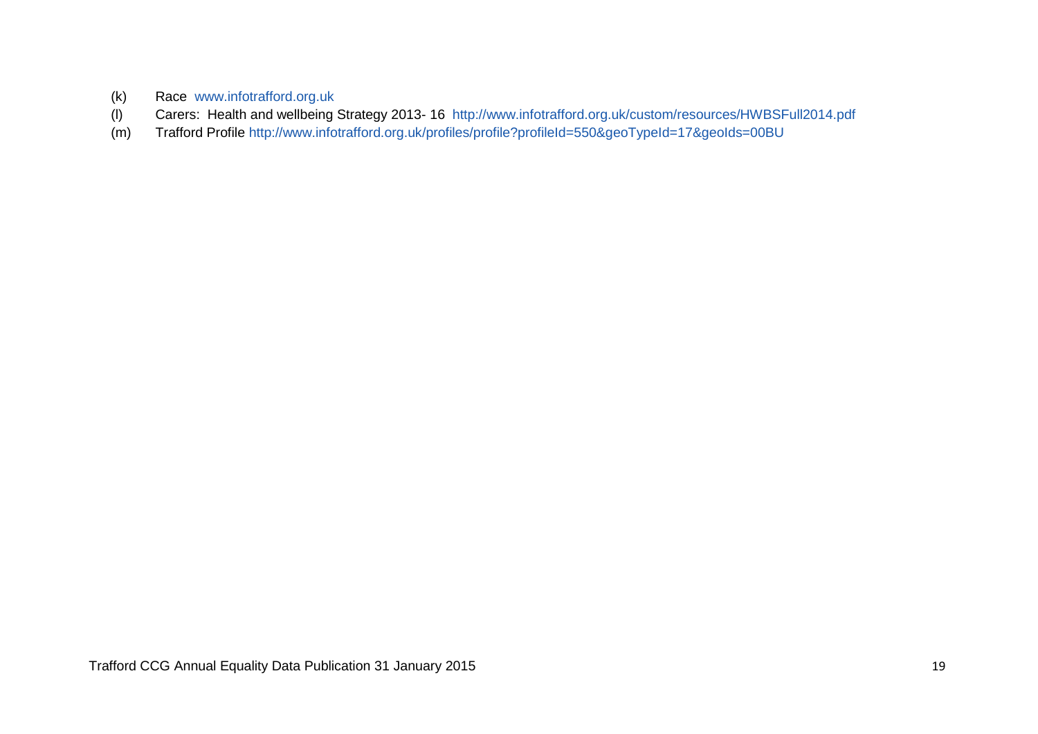(k) Race www.infotrafford.org.uk

(l) Carers: Health and wellbeing Strategy 2013- 16 http://www.infotrafford.org.uk/custom/resources/HWBSFull2014.pdf

(m) Trafford Profile http://www.infotrafford.org.uk/profiles/profile?profileId=550&geoTypeId=17&geoIds=00BU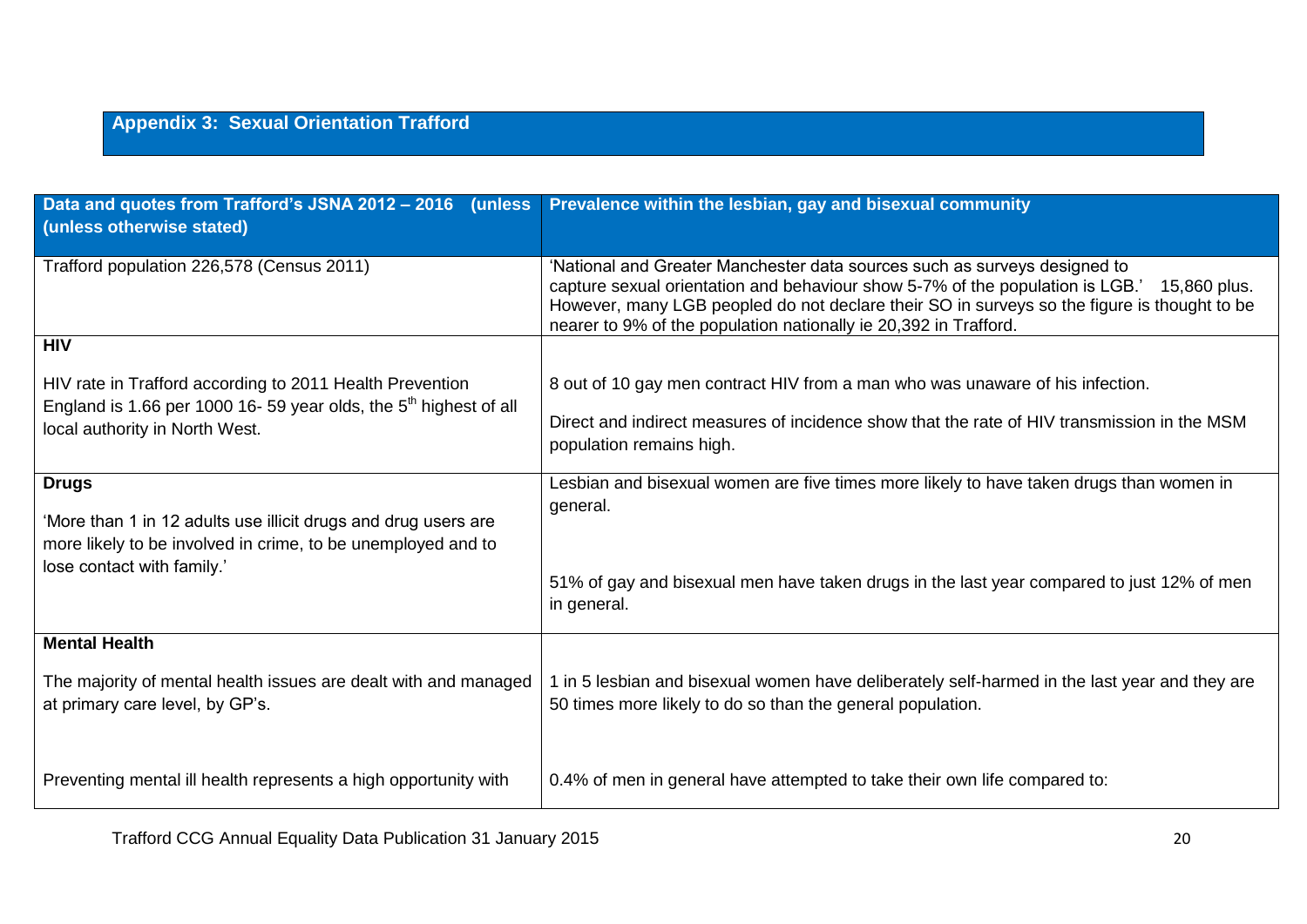## Appendix 3: Sexual Orientation Trafford

| Data and quotes from Trafford's JSNA 2012 – 2016 (unless (unless otherwise stated) | Prevalence within the lesbian, gay and bisexual community |
|---|---|
| Trafford population 226,578 (Census 2011) | 'National and Greater Manchester data sources such as surveys designed to capture sexual orientation and behaviour show 5-7% of the population is LGB.' 15,860 plus. However, many LGB peopled do not declare their SO in surveys so the figure is thought to be nearer to 9% of the population nationally ie 20,392 in Trafford. |
| **HIV**<br><br>HIV rate in Trafford according to 2011 Health Prevention England is 1.66 per 1000 16- 59 year olds, the 5th highest of all local authority in North West. | 8 out of 10 gay men contract HIV from a man who was unaware of his infection.<br><br>Direct and indirect measures of incidence show that the rate of HIV transmission in the MSM population remains high. |
| **Drugs**<br><br>'More than 1 in 12 adults use illicit drugs and drug users are more likely to be involved in crime, to be unemployed and to lose contact with family.' | Lesbian and bisexual women are five times more likely to have taken drugs than women in general.<br><br>51% of gay and bisexual men have taken drugs in the last year compared to just 12% of men in general. |
| **Mental Health**<br><br>The majority of mental health issues are dealt with and managed at primary care level, by GP's. | 1 in 5 lesbian and bisexual women have deliberately self-harmed in the last year and they are 50 times more likely to do so than the general population. |
| Preventing mental ill health represents a high opportunity with | 0.4% of men in general have attempted to take their own life compared to: |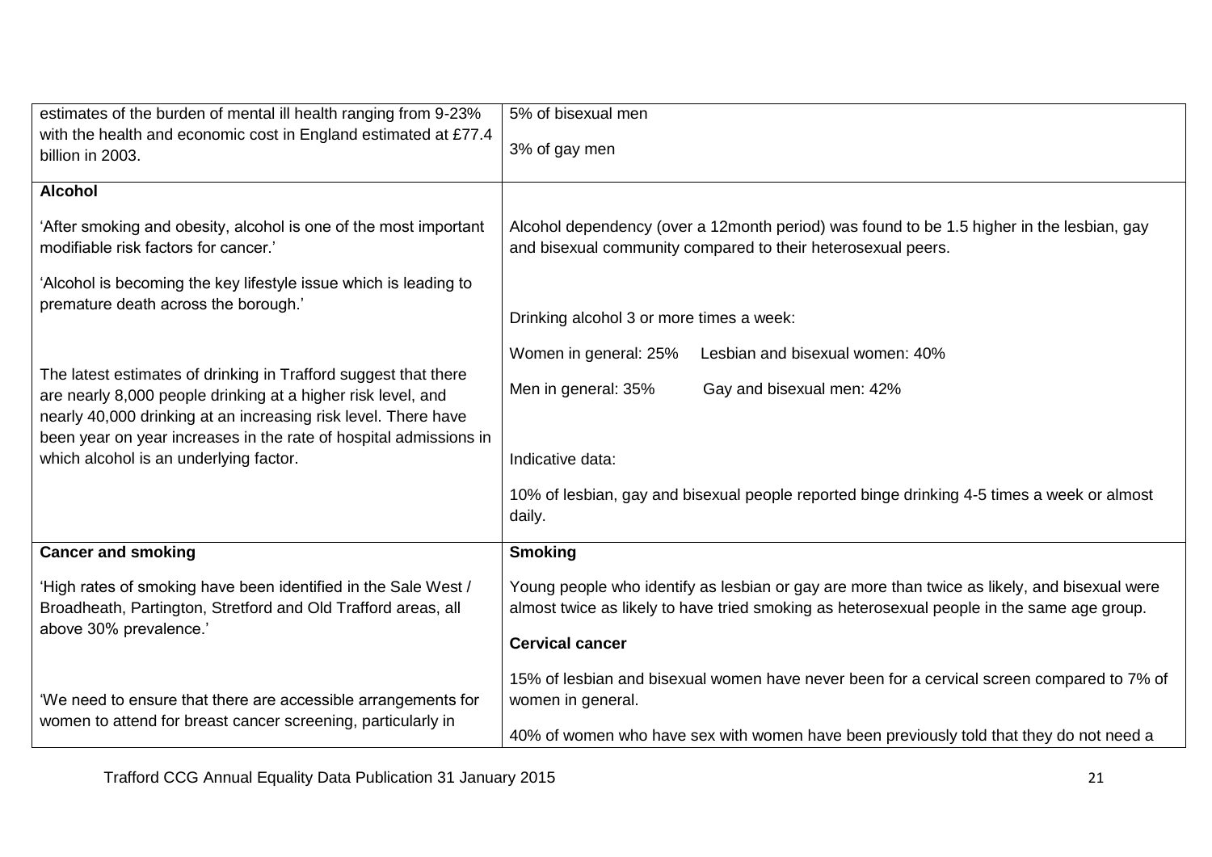| | |
|---|---|
| estimates of the burden of mental ill health ranging from 9-23% with the health and economic cost in England estimated at £77.4 billion in 2003. | 5% of bisexual men<br><br>3% of gay men |
| **Alcohol**<br><br>'After smoking and obesity, alcohol is one of the most important modifiable risk factors for cancer.'<br><br>'Alcohol is becoming the key lifestyle issue which is leading to premature death across the borough.'<br><br>The latest estimates of drinking in Trafford suggest that there are nearly 8,000 people drinking at a higher risk level, and nearly 40,000 drinking at an increasing risk level. There have been year on year increases in the rate of hospital admissions in which alcohol is an underlying factor. | Alcohol dependency (over a 12month period) was found to be 1.5 higher in the lesbian, gay and bisexual community compared to their heterosexual peers.<br><br>Drinking alcohol 3 or more times a week:<br><br>Women in general: 25% Lesbian and bisexual women: 40%<br><br>Men in general: 35% Gay and bisexual men: 42%<br><br>Indicative data:<br><br>10% of lesbian, gay and bisexual people reported binge drinking 4-5 times a week or almost daily. |
| **Cancer and smoking**<br><br>'High rates of smoking have been identified in the Sale West / Broadheath, Partington, Stretford and Old Trafford areas, all above 30% prevalence.'<br><br>'We need to ensure that there are accessible arrangements for women to attend for breast cancer screening, particularly in | **Smoking**<br><br>Young people who identify as lesbian or gay are more than twice as likely, and bisexual were almost twice as likely to have tried smoking as heterosexual people in the same age group.<br><br>**Cervical cancer**<br><br>15% of lesbian and bisexual women have never been for a cervical screen compared to 7% of women in general.<br><br>40% of women who have sex with women have been previously told that they do not need a |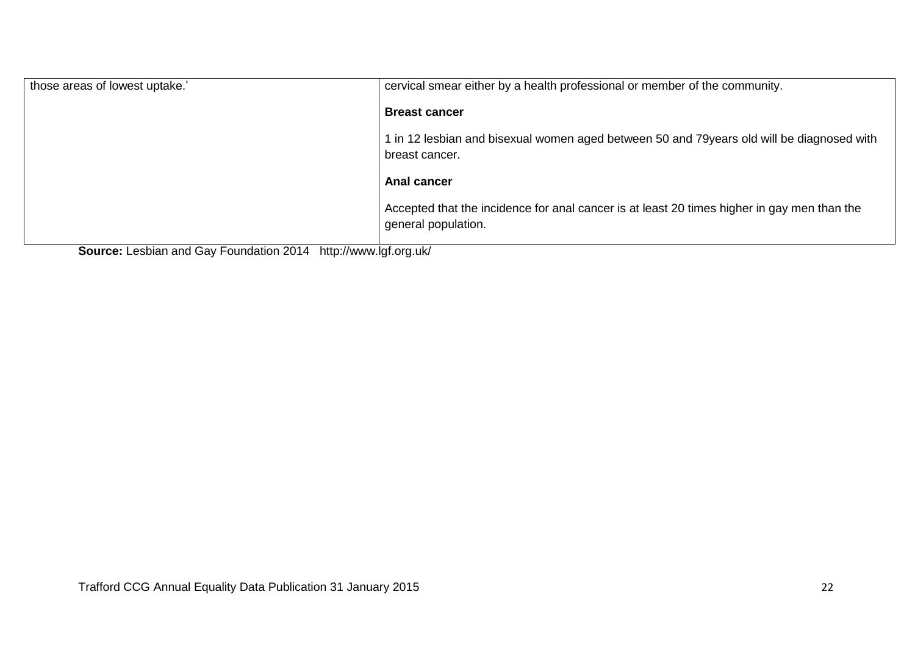| | |
|---|---|
| those areas of lowest uptake.' | cervical smear either by a health professional or member of the community.<br><br>**Breast cancer**<br><br>1 in 12 lesbian and bisexual women aged between 50 and 79years old will be diagnosed with breast cancer.<br><br>**Anal cancer**<br><br>Accepted that the incidence for anal cancer is at least 20 times higher in gay men than the general population. |

**Source:** Lesbian and Gay Foundation 2014 http://www.lgf.org.uk/